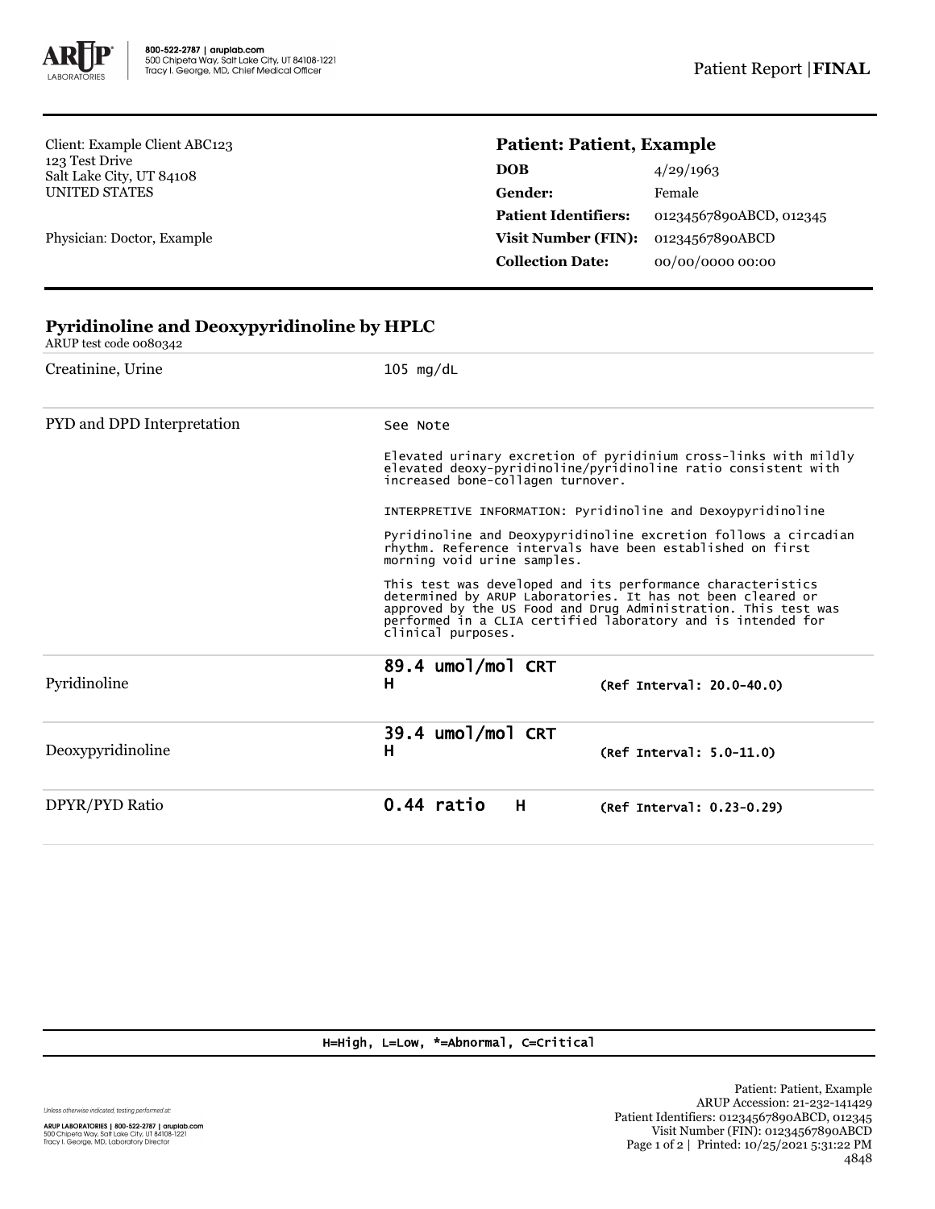Client: Example Client ABC123
123 Test Drive
Salt Lake City, UT 84108
UNITED STATES

Physician: Doctor, Example

## Patient: Patient, Example

| | |
|---|---|
| **DOB** | 4/29/1963 |
| **Gender:** | Female |
| **Patient Identifiers:** | 01234567890ABCD, 012345 |
| **Visit Number (FIN):** | 01234567890ABCD |
| **Collection Date:** | 00/00/0000 00:00 |

## Pyridinoline and Deoxypyridinoline by HPLC

ARUP test code 0080342

| Test | Result | Reference |
|---|---|---|
| Creatinine, Urine | 105 mg/dL | |
| PYD and DPD Interpretation | See Note | |
| Pyridinoline | **89.4 umol/mol CRT H** | (Ref Interval: 20.0-40.0) |
| Deoxypyridinoline | **39.4 umol/mol CRT H** | (Ref Interval: 5.0-11.0) |
| DPYR/PYD Ratio | **0.44 ratio H** | (Ref Interval: 0.23-0.29) |

PYD and DPD Interpretation note:

Elevated urinary excretion of pyridinium cross-links with mildly elevated deoxy-pyridinoline/pyridinoline ratio consistent with increased bone-collagen turnover.

INTERPRETIVE INFORMATION: Pyridinoline and Dexoypyridinoline

Pyridinoline and Deoxypyridinoline excretion follows a circadian rhythm. Reference intervals have been established on first morning void urine samples.

This test was developed and its performance characteristics determined by ARUP Laboratories. It has not been cleared or approved by the US Food and Drug Administration. This test was performed in a CLIA certified laboratory and is intended for clinical purposes.

H=High, L=Low, *=Abnormal, C=Critical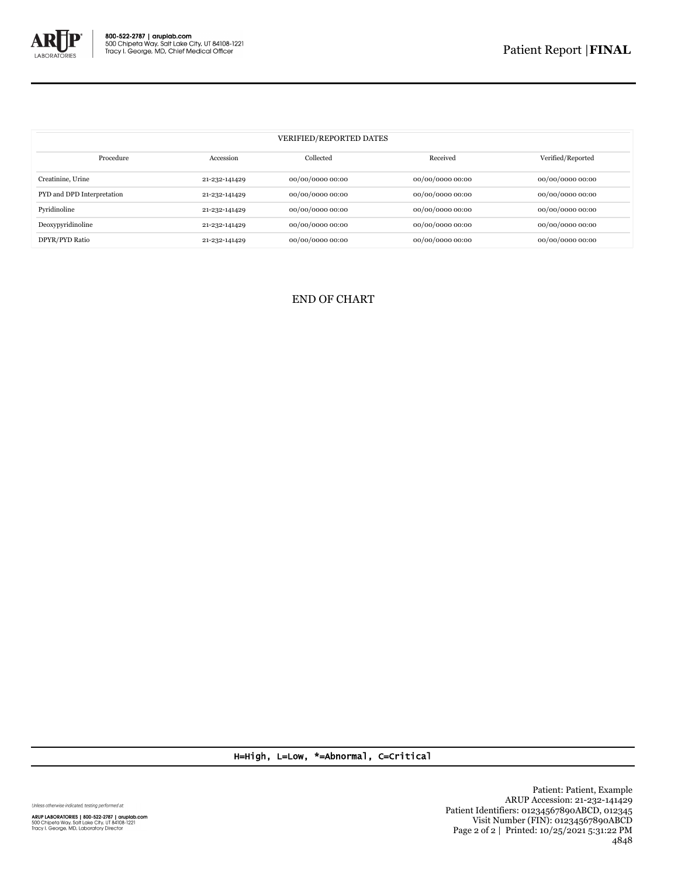| VERIFIED/REPORTED DATES | | | | |
|---|---|---|---|---|
| Procedure | Accession | Collected | Received | Verified/Reported |
| Creatinine, Urine | 21-232-141429 | 00/00/0000 00:00 | 00/00/0000 00:00 | 00/00/0000 00:00 |
| PYD and DPD Interpretation | 21-232-141429 | 00/00/0000 00:00 | 00/00/0000 00:00 | 00/00/0000 00:00 |
| Pyridinoline | 21-232-141429 | 00/00/0000 00:00 | 00/00/0000 00:00 | 00/00/0000 00:00 |
| Deoxypyridinoline | 21-232-141429 | 00/00/0000 00:00 | 00/00/0000 00:00 | 00/00/0000 00:00 |
| DPYR/PYD Ratio | 21-232-141429 | 00/00/0000 00:00 | 00/00/0000 00:00 | 00/00/0000 00:00 |

END OF CHART